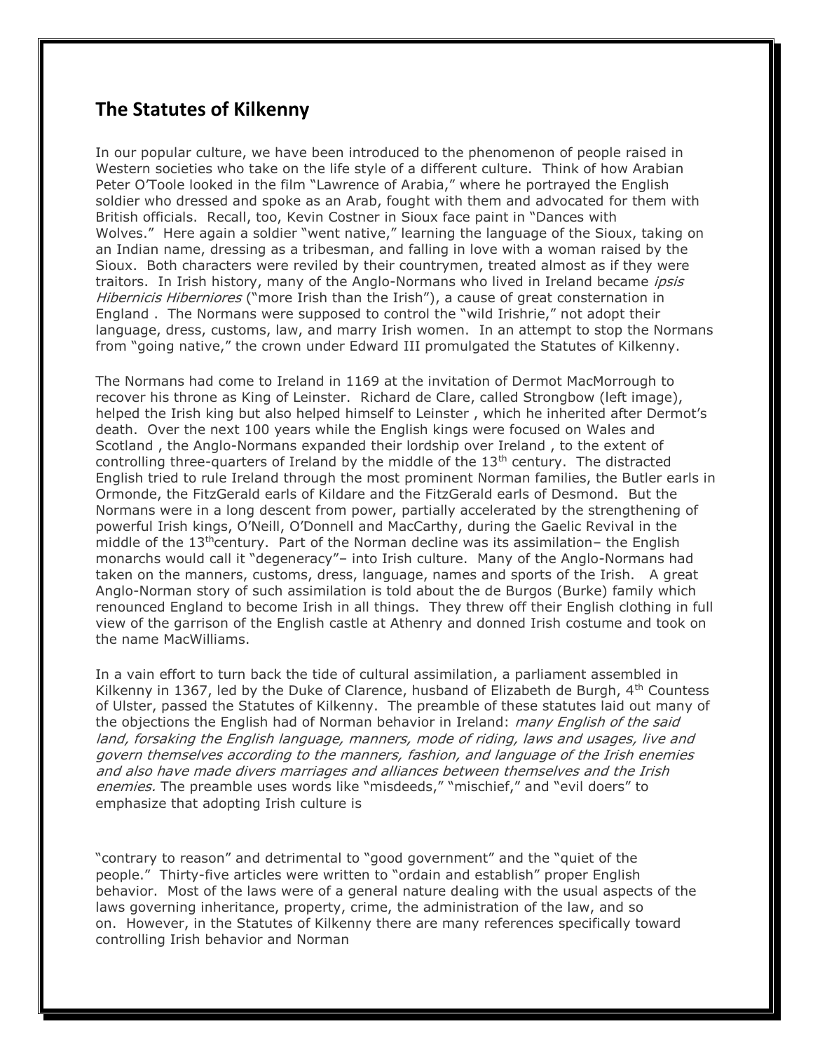## The Statutes of Kilkenny

In our popular culture, we have been introduced to the phenomenon of people raised in Western societies who take on the life style of a different culture. Think of how Arabian Peter O'Toole looked in the film "Lawrence of Arabia," where he portrayed the English soldier who dressed and spoke as an Arab, fought with them and advocated for them with British officials. Recall, too, Kevin Costner in Sioux face paint in "Dances with Wolves." Here again a soldier "went native," learning the language of the Sioux, taking on an Indian name, dressing as a tribesman, and falling in love with a woman raised by the Sioux. Both characters were reviled by their countrymen, treated almost as if they were traitors. In Irish history, many of the Anglo-Normans who lived in Ireland became *ipsis Hibernicis Hiberniores* ("more Irish than the Irish"), a cause of great consternation in England . The Normans were supposed to control the "wild Irishrie," not adopt their language, dress, customs, law, and marry Irish women. In an attempt to stop the Normans from "going native," the crown under Edward III promulgated the Statutes of Kilkenny.

The Normans had come to Ireland in 1169 at the invitation of Dermot MacMorrough to recover his throne as King of Leinster. Richard de Clare, called Strongbow (left image), helped the Irish king but also helped himself to Leinster , which he inherited after Dermot's death. Over the next 100 years while the English kings were focused on Wales and Scotland , the Anglo-Normans expanded their lordship over Ireland , to the extent of controlling three-quarters of Ireland by the middle of the 13th century. The distracted English tried to rule Ireland through the most prominent Norman families, the Butler earls in Ormonde, the FitzGerald earls of Kildare and the FitzGerald earls of Desmond. But the Normans were in a long descent from power, partially accelerated by the strengthening of powerful Irish kings, O'Neill, O'Donnell and MacCarthy, during the Gaelic Revival in the middle of the 13th century. Part of the Norman decline was its assimilation– the English monarchs would call it "degeneracy"– into Irish culture. Many of the Anglo-Normans had taken on the manners, customs, dress, language, names and sports of the Irish. A great Anglo-Norman story of such assimilation is told about the de Burgos (Burke) family which renounced England to become Irish in all things. They threw off their English clothing in full view of the garrison of the English castle at Athenry and donned Irish costume and took on the name MacWilliams.

In a vain effort to turn back the tide of cultural assimilation, a parliament assembled in Kilkenny in 1367, led by the Duke of Clarence, husband of Elizabeth de Burgh, 4th Countess of Ulster, passed the Statutes of Kilkenny. The preamble of these statutes laid out many of the objections the English had of Norman behavior in Ireland: *many English of the said land, forsaking the English language, manners, mode of riding, laws and usages, live and govern themselves according to the manners, fashion, and language of the Irish enemies and also have made divers marriages and alliances between themselves and the Irish enemies.* The preamble uses words like "misdeeds," "mischief," and "evil doers" to emphasize that adopting Irish culture is

"contrary to reason" and detrimental to "good government" and the "quiet of the people." Thirty-five articles were written to "ordain and establish" proper English behavior. Most of the laws were of a general nature dealing with the usual aspects of the laws governing inheritance, property, crime, the administration of the law, and so on. However, in the Statutes of Kilkenny there are many references specifically toward controlling Irish behavior and Norman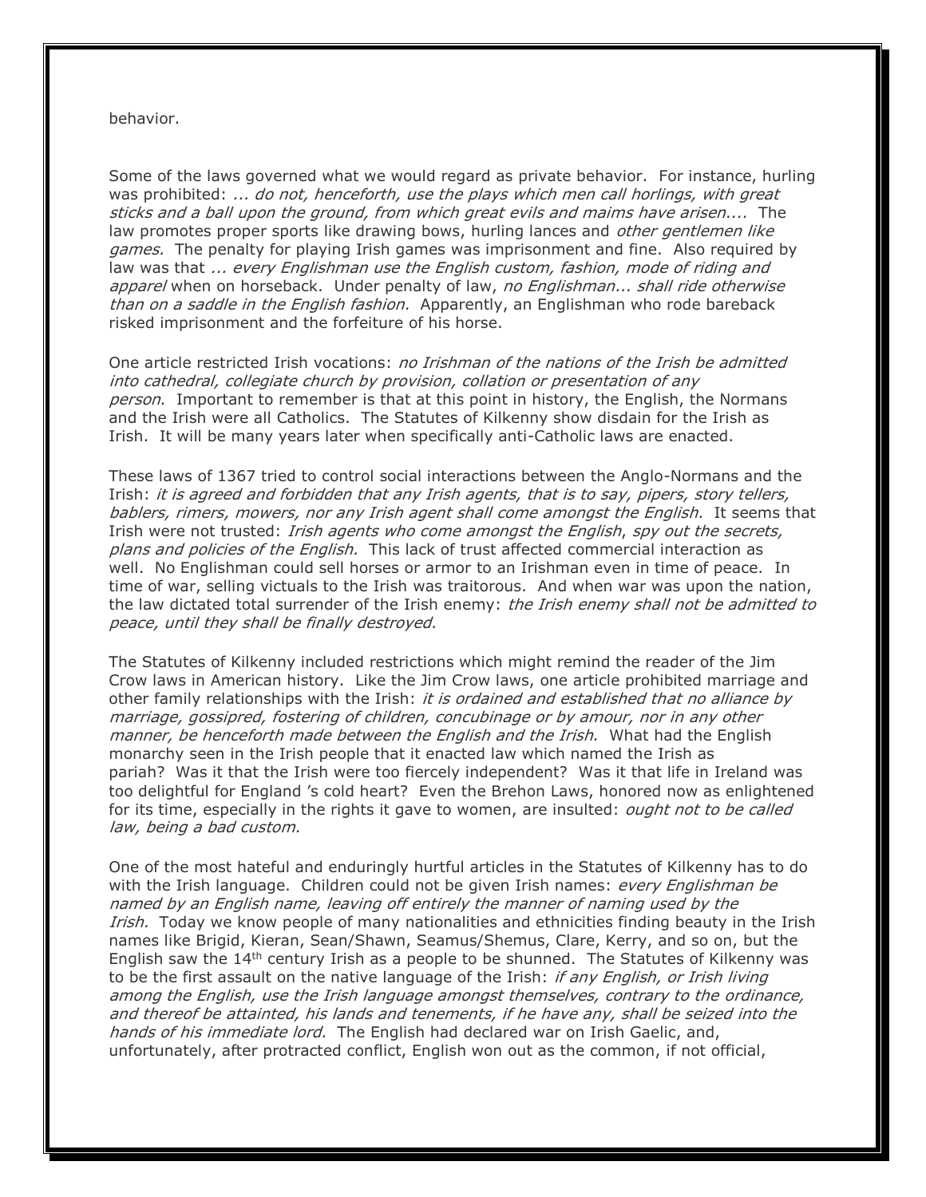behavior.

Some of the laws governed what we would regard as private behavior. For instance, hurling was prohibited: *... do not, henceforth, use the plays which men call horlings, with great sticks and a ball upon the ground, from which great evils and maims have arisen....* The law promotes proper sports like drawing bows, hurling lances and *other gentlemen like games.* The penalty for playing Irish games was imprisonment and fine. Also required by law was that *... every Englishman use the English custom, fashion, mode of riding and apparel* when on horseback. Under penalty of law, *no Englishman... shall ride otherwise than on a saddle in the English fashion.* Apparently, an Englishman who rode bareback risked imprisonment and the forfeiture of his horse.

One article restricted Irish vocations: *no Irishman of the nations of the Irish be admitted into cathedral, collegiate church by provision, collation or presentation of any person*. Important to remember is that at this point in history, the English, the Normans and the Irish were all Catholics. The Statutes of Kilkenny show disdain for the Irish as Irish. It will be many years later when specifically anti-Catholic laws are enacted.

These laws of 1367 tried to control social interactions between the Anglo-Normans and the Irish: *it is agreed and forbidden that any Irish agents, that is to say, pipers, story tellers, bablers, rimers, mowers, nor any Irish agent shall come amongst the English.* It seems that Irish were not trusted: *Irish agents who come amongst the English*, *spy out the secrets, plans and policies of the English.* This lack of trust affected commercial interaction as well. No Englishman could sell horses or armor to an Irishman even in time of peace. In time of war, selling victuals to the Irish was traitorous. And when war was upon the nation, the law dictated total surrender of the Irish enemy: *the Irish enemy shall not be admitted to peace, until they shall be finally destroyed.*

The Statutes of Kilkenny included restrictions which might remind the reader of the Jim Crow laws in American history. Like the Jim Crow laws, one article prohibited marriage and other family relationships with the Irish: *it is ordained and established that no alliance by marriage, gossipred, fostering of children, concubinage or by amour, nor in any other manner, be henceforth made between the English and the Irish.* What had the English monarchy seen in the Irish people that it enacted law which named the Irish as pariah? Was it that the Irish were too fiercely independent? Was it that life in Ireland was too delightful for England 's cold heart? Even the Brehon Laws, honored now as enlightened for its time, especially in the rights it gave to women, are insulted: *ought not to be called law, being a bad custom.*

One of the most hateful and enduringly hurtful articles in the Statutes of Kilkenny has to do with the Irish language. Children could not be given Irish names: *every Englishman be named by an English name, leaving off entirely the manner of naming used by the Irish.* Today we know people of many nationalities and ethnicities finding beauty in the Irish names like Brigid, Kieran, Sean/Shawn, Seamus/Shemus, Clare, Kerry, and so on, but the English saw the 14th century Irish as a people to be shunned. The Statutes of Kilkenny was to be the first assault on the native language of the Irish: *if any English, or Irish living among the English, use the Irish language amongst themselves, contrary to the ordinance, and thereof be attainted, his lands and tenements, if he have any, shall be seized into the hands of his immediate lord.* The English had declared war on Irish Gaelic, and, unfortunately, after protracted conflict, English won out as the common, if not official,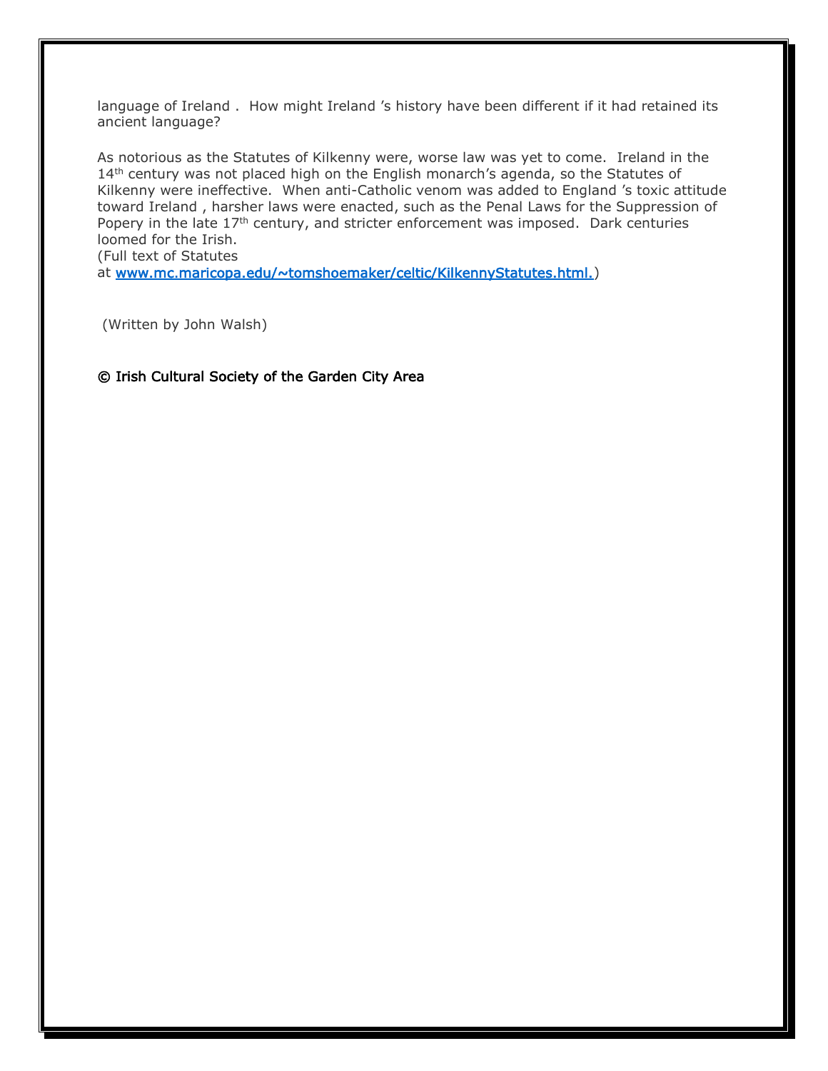language of Ireland . How might Ireland 's history have been different if it had retained its ancient language?

As notorious as the Statutes of Kilkenny were, worse law was yet to come. Ireland in the 14th century was not placed high on the English monarch's agenda, so the Statutes of Kilkenny were ineffective. When anti-Catholic venom was added to England 's toxic attitude toward Ireland , harsher laws were enacted, such as the Penal Laws for the Suppression of Popery in the late 17th century, and stricter enforcement was imposed. Dark centuries loomed for the Irish.
(Full text of Statutes at www.mc.maricopa.edu/~tomshoemaker/celtic/KilkennyStatutes.html.)

(Written by John Walsh)

© Irish Cultural Society of the Garden City Area